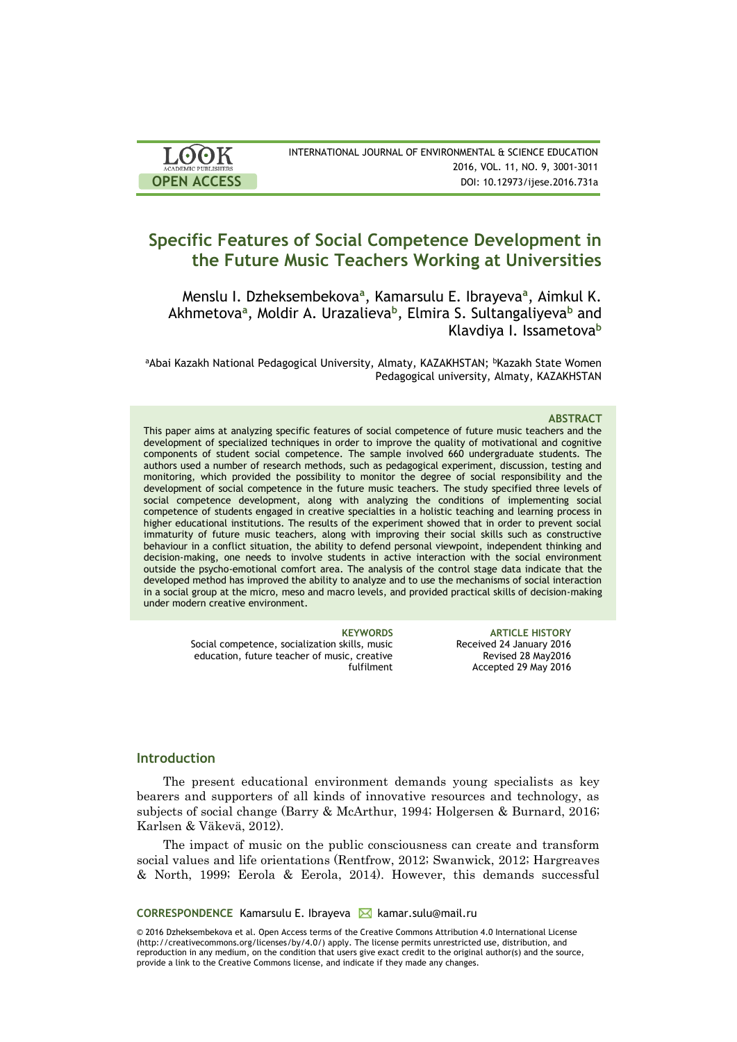# Specific Features of Social Competence Development in the Future Music Teachers Working at Universities

Menslu I. Dzheksembekova[a], Kamarsulu E. Ibrayeva[a], Aimkul K. Akhmetova[a], Moldir A. Urazalieva[b], Elmira S. Sultangaliyeva[b] and Klavdiya I. Issametova[b]

[a]Abai Kazakh National Pedagogical University, Almaty, KAZAKHSTAN; [b]Kazakh State Women Pedagogical university, Almaty, KAZAKHSTAN

### ABSTRACT

This paper aims at analyzing specific features of social competence of future music teachers and the development of specialized techniques in order to improve the quality of motivational and cognitive components of student social competence. The sample involved 660 undergraduate students. The authors used a number of research methods, such as pedagogical experiment, discussion, testing and monitoring, which provided the possibility to monitor the degree of social responsibility and the development of social competence in the future music teachers. The study specified three levels of social competence development, along with analyzing the conditions of implementing social competence of students engaged in creative specialties in a holistic teaching and learning process in higher educational institutions. The results of the experiment showed that in order to prevent social immaturity of future music teachers, along with improving their social skills such as constructive behaviour in a conflict situation, the ability to defend personal viewpoint, independent thinking and decision-making, one needs to involve students in active interaction with the social environment outside the psycho-emotional comfort area. The analysis of the control stage data indicate that the developed method has improved the ability to analyze and to use the mechanisms of social interaction in a social group at the micro, meso and macro levels, and provided practical skills of decision-making under modern creative environment.

**KEYWORDS**
Social competence, socialization skills, music education, future teacher of music, creative fulfilment

**ARTICLE HISTORY**
Received 24 January 2016
Revised 28 May2016
Accepted 29 May 2016

## Introduction

The present educational environment demands young specialists as key bearers and supporters of all kinds of innovative resources and technology, as subjects of social change (Barry & McArthur, 1994; Holgersen & Burnard, 2016; Karlsen & Väkevä, 2012).

The impact of music on the public consciousness can create and transform social values and life orientations (Rentfrow, 2012; Swanwick, 2012; Hargreaves & North, 1999; Eerola & Eerola, 2014). However, this demands successful

**CORRESPONDENCE** Kamarsulu E. Ibrayeva kamar.sulu@mail.ru

© 2016 Dzheksembekova et al. Open Access terms of the Creative Commons Attribution 4.0 International License (http://creativecommons.org/licenses/by/4.0/) apply. The license permits unrestricted use, distribution, and reproduction in any medium, on the condition that users give exact credit to the original author(s) and the source, provide a link to the Creative Commons license, and indicate if they made any changes.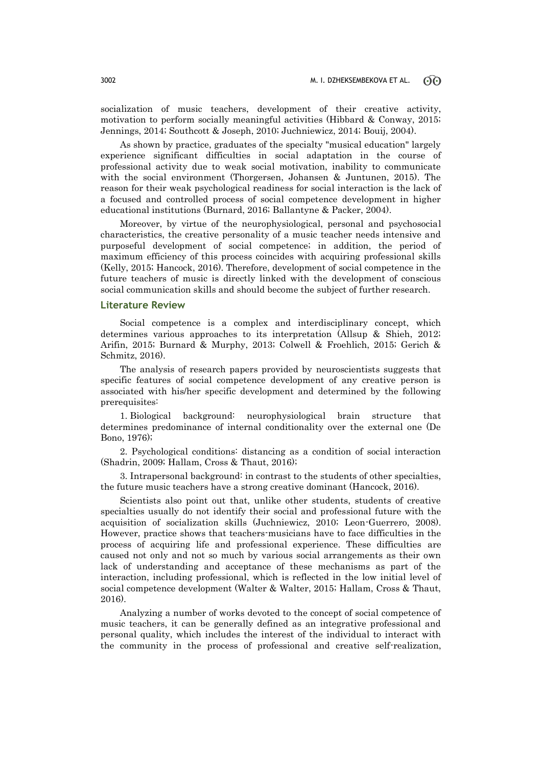socialization of music teachers, development of their creative activity, motivation to perform socially meaningful activities (Hibbard & Conway, 2015; Jennings, 2014; Southcott & Joseph, 2010; Juchniewicz, 2014; Bouij, 2004).

As shown by practice, graduates of the specialty "musical education" largely experience significant difficulties in social adaptation in the course of professional activity due to weak social motivation, inability to communicate with the social environment (Thorgersen, Johansen & Juntunen, 2015). The reason for their weak psychological readiness for social interaction is the lack of a focused and controlled process of social competence development in higher educational institutions (Burnard, 2016; Ballantyne & Packer, 2004).

Moreover, by virtue of the neurophysiological, personal and psychosocial characteristics, the creative personality of a music teacher needs intensive and purposeful development of social competence; in addition, the period of maximum efficiency of this process coincides with acquiring professional skills (Kelly, 2015; Hancock, 2016). Therefore, development of social competence in the future teachers of music is directly linked with the development of conscious social communication skills and should become the subject of further research.

## Literature Review

Social competence is a complex and interdisciplinary concept, which determines various approaches to its interpretation (Allsup & Shieh, 2012; Arifin, 2015; Burnard & Murphy, 2013; Colwell & Froehlich, 2015; Gerich & Schmitz, 2016).

The analysis of research papers provided by neuroscientists suggests that specific features of social competence development of any creative person is associated with his/her specific development and determined by the following prerequisites:

1. Biological background: neurophysiological brain structure that determines predominance of internal conditionality over the external one (De Bono, 1976);

2. Psychological conditions: distancing as a condition of social interaction (Shadrin, 2009; Hallam, Cross & Thaut, 2016);

3. Intrapersonal background: in contrast to the students of other specialties, the future music teachers have a strong creative dominant (Hancock, 2016).

Scientists also point out that, unlike other students, students of creative specialties usually do not identify their social and professional future with the acquisition of socialization skills (Juchniewicz, 2010; Leon-Guerrero, 2008). However, practice shows that teachers-musicians have to face difficulties in the process of acquiring life and professional experience. These difficulties are caused not only and not so much by various social arrangements as their own lack of understanding and acceptance of these mechanisms as part of the interaction, including professional, which is reflected in the low initial level of social competence development (Walter & Walter, 2015; Hallam, Cross & Thaut, 2016).

Analyzing a number of works devoted to the concept of social competence of music teachers, it can be generally defined as an integrative professional and personal quality, which includes the interest of the individual to interact with the community in the process of professional and creative self-realization,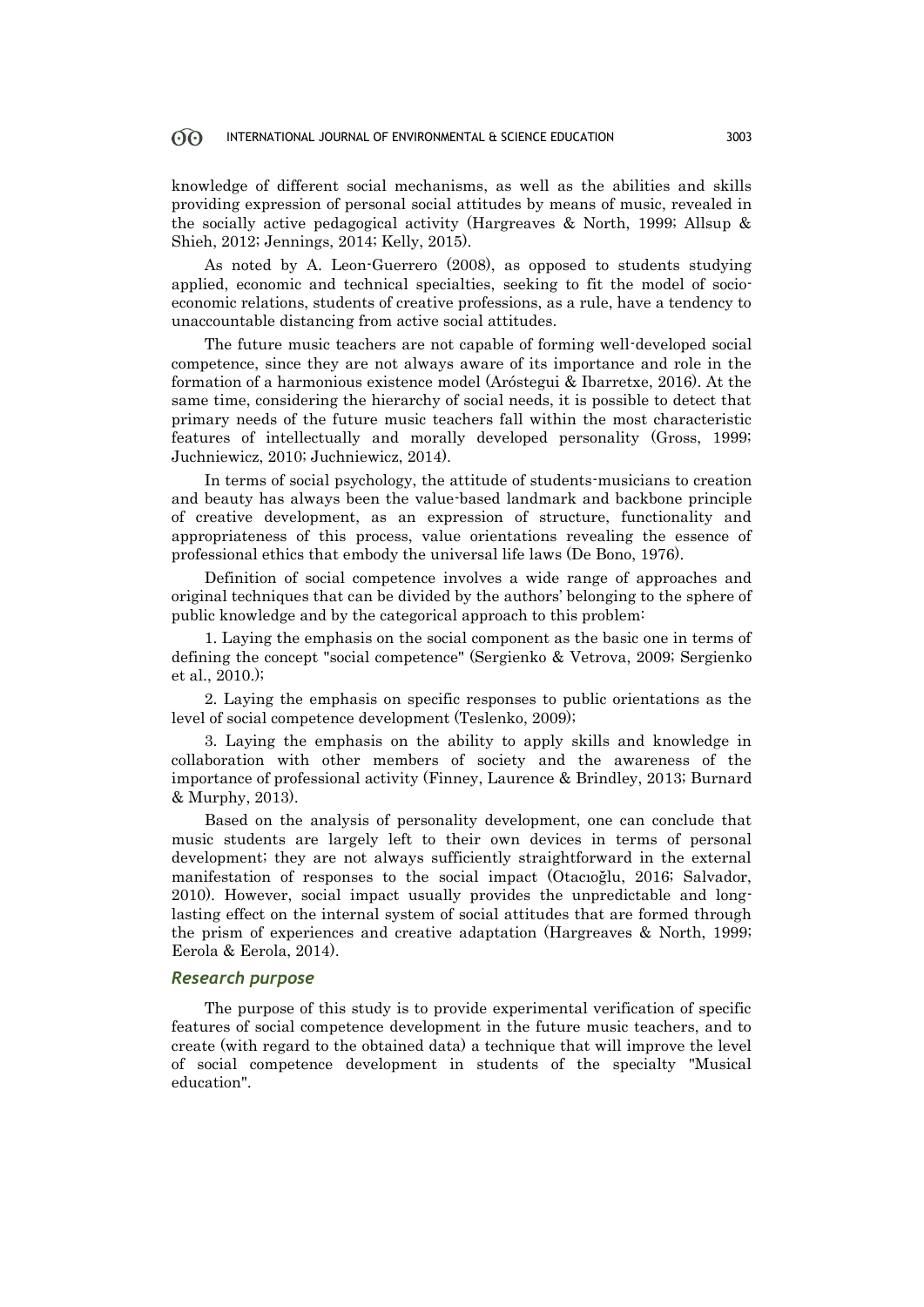knowledge of different social mechanisms, as well as the abilities and skills providing expression of personal social attitudes by means of music, revealed in the socially active pedagogical activity (Hargreaves & North, 1999; Allsup & Shieh, 2012; Jennings, 2014; Kelly, 2015).

As noted by A. Leon-Guerrero (2008), as opposed to students studying applied, economic and technical specialties, seeking to fit the model of socio-economic relations, students of creative professions, as a rule, have a tendency to unaccountable distancing from active social attitudes.

The future music teachers are not capable of forming well-developed social competence, since they are not always aware of its importance and role in the formation of a harmonious existence model (Aróstegui & Ibarretxe, 2016). At the same time, considering the hierarchy of social needs, it is possible to detect that primary needs of the future music teachers fall within the most characteristic features of intellectually and morally developed personality (Gross, 1999; Juchniewicz, 2010; Juchniewicz, 2014).

In terms of social psychology, the attitude of students-musicians to creation and beauty has always been the value-based landmark and backbone principle of creative development, as an expression of structure, functionality and appropriateness of this process, value orientations revealing the essence of professional ethics that embody the universal life laws (De Bono, 1976).

Definition of social competence involves a wide range of approaches and original techniques that can be divided by the authors' belonging to the sphere of public knowledge and by the categorical approach to this problem:

1. Laying the emphasis on the social component as the basic one in terms of defining the concept "social competence" (Sergienko & Vetrova, 2009; Sergienko et al., 2010.);

2. Laying the emphasis on specific responses to public orientations as the level of social competence development (Teslenko, 2009);

3. Laying the emphasis on the ability to apply skills and knowledge in collaboration with other members of society and the awareness of the importance of professional activity (Finney, Laurence & Brindley, 2013; Burnard & Murphy, 2013).

Based on the analysis of personality development, one can conclude that music students are largely left to their own devices in terms of personal development; they are not always sufficiently straightforward in the external manifestation of responses to the social impact (Otacıoğlu, 2016; Salvador, 2010). However, social impact usually provides the unpredictable and long-lasting effect on the internal system of social attitudes that are formed through the prism of experiences and creative adaptation (Hargreaves & North, 1999; Eerola & Eerola, 2014).

## *Research purpose*

The purpose of this study is to provide experimental verification of specific features of social competence development in the future music teachers, and to create (with regard to the obtained data) a technique that will improve the level of social competence development in students of the specialty "Musical education".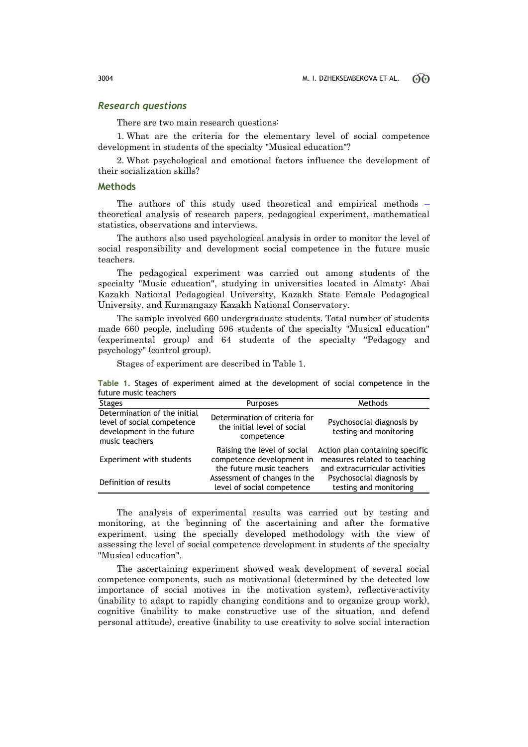### *Research questions*

There are two main research questions:

1. What are the criteria for the elementary level of social competence development in students of the specialty "Musical education"?

2. What psychological and emotional factors influence the development of their socialization skills?

### Methods

The authors of this study used theoretical and empirical methods – theoretical analysis of research papers, pedagogical experiment, mathematical statistics, observations and interviews.

The authors also used psychological analysis in order to monitor the level of social responsibility and development social competence in the future music teachers.

The pedagogical experiment was carried out among students of the specialty "Music education", studying in universities located in Almaty: Abai Kazakh National Pedagogical University, Kazakh State Female Pedagogical University, and Kurmangazy Kazakh National Conservatory.

The sample involved 660 undergraduate students. Total number of students made 660 people, including 596 students of the specialty "Musical education" (experimental group) and 64 students of the specialty "Pedagogy and psychology" (control group).

Stages of experiment are described in Table 1.

**Table 1.** Stages of experiment aimed at the development of social competence in the future music teachers

| Stages | Purposes | Methods |
|---|---|---|
| Determination of the initial level of social competence development in the future music teachers | Determination of criteria for the initial level of social competence | Psychosocial diagnosis by testing and monitoring |
| Experiment with students | Raising the level of social competence development in the future music teachers | Action plan containing specific measures related to teaching and extracurricular activities |
| Definition of results | Assessment of changes in the level of social competence | Psychosocial diagnosis by testing and monitoring |

The analysis of experimental results was carried out by testing and monitoring, at the beginning of the ascertaining and after the formative experiment, using the specially developed methodology with the view of assessing the level of social competence development in students of the specialty "Musical education".

The ascertaining experiment showed weak development of several social competence components, such as motivational (determined by the detected low importance of social motives in the motivation system), reflective-activity (inability to adapt to rapidly changing conditions and to organize group work), cognitive (inability to make constructive use of the situation, and defend personal attitude), creative (inability to use creativity to solve social interaction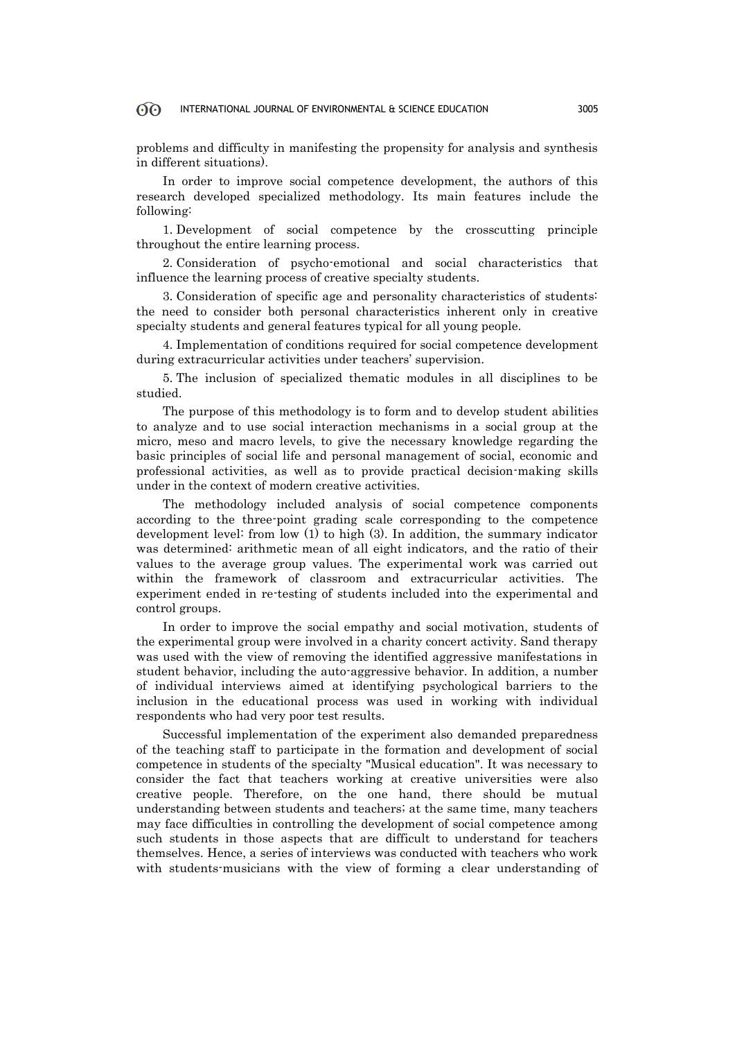problems and difficulty in manifesting the propensity for analysis and synthesis in different situations).

In order to improve social competence development, the authors of this research developed specialized methodology. Its main features include the following:

1. Development of social competence by the crosscutting principle throughout the entire learning process.

2. Consideration of psycho-emotional and social characteristics that influence the learning process of creative specialty students.

3. Consideration of specific age and personality characteristics of students: the need to consider both personal characteristics inherent only in creative specialty students and general features typical for all young people.

4. Implementation of conditions required for social competence development during extracurricular activities under teachers' supervision.

5. The inclusion of specialized thematic modules in all disciplines to be studied.

The purpose of this methodology is to form and to develop student abilities to analyze and to use social interaction mechanisms in a social group at the micro, meso and macro levels, to give the necessary knowledge regarding the basic principles of social life and personal management of social, economic and professional activities, as well as to provide practical decision-making skills under in the context of modern creative activities.

The methodology included analysis of social competence components according to the three-point grading scale corresponding to the competence development level: from low (1) to high (3). In addition, the summary indicator was determined: arithmetic mean of all eight indicators, and the ratio of their values to the average group values. The experimental work was carried out within the framework of classroom and extracurricular activities. The experiment ended in re-testing of students included into the experimental and control groups.

In order to improve the social empathy and social motivation, students of the experimental group were involved in a charity concert activity. Sand therapy was used with the view of removing the identified aggressive manifestations in student behavior, including the auto-aggressive behavior. In addition, a number of individual interviews aimed at identifying psychological barriers to the inclusion in the educational process was used in working with individual respondents who had very poor test results.

Successful implementation of the experiment also demanded preparedness of the teaching staff to participate in the formation and development of social competence in students of the specialty "Musical education". It was necessary to consider the fact that teachers working at creative universities were also creative people. Therefore, on the one hand, there should be mutual understanding between students and teachers; at the same time, many teachers may face difficulties in controlling the development of social competence among such students in those aspects that are difficult to understand for teachers themselves. Hence, a series of interviews was conducted with teachers who work with students-musicians with the view of forming a clear understanding of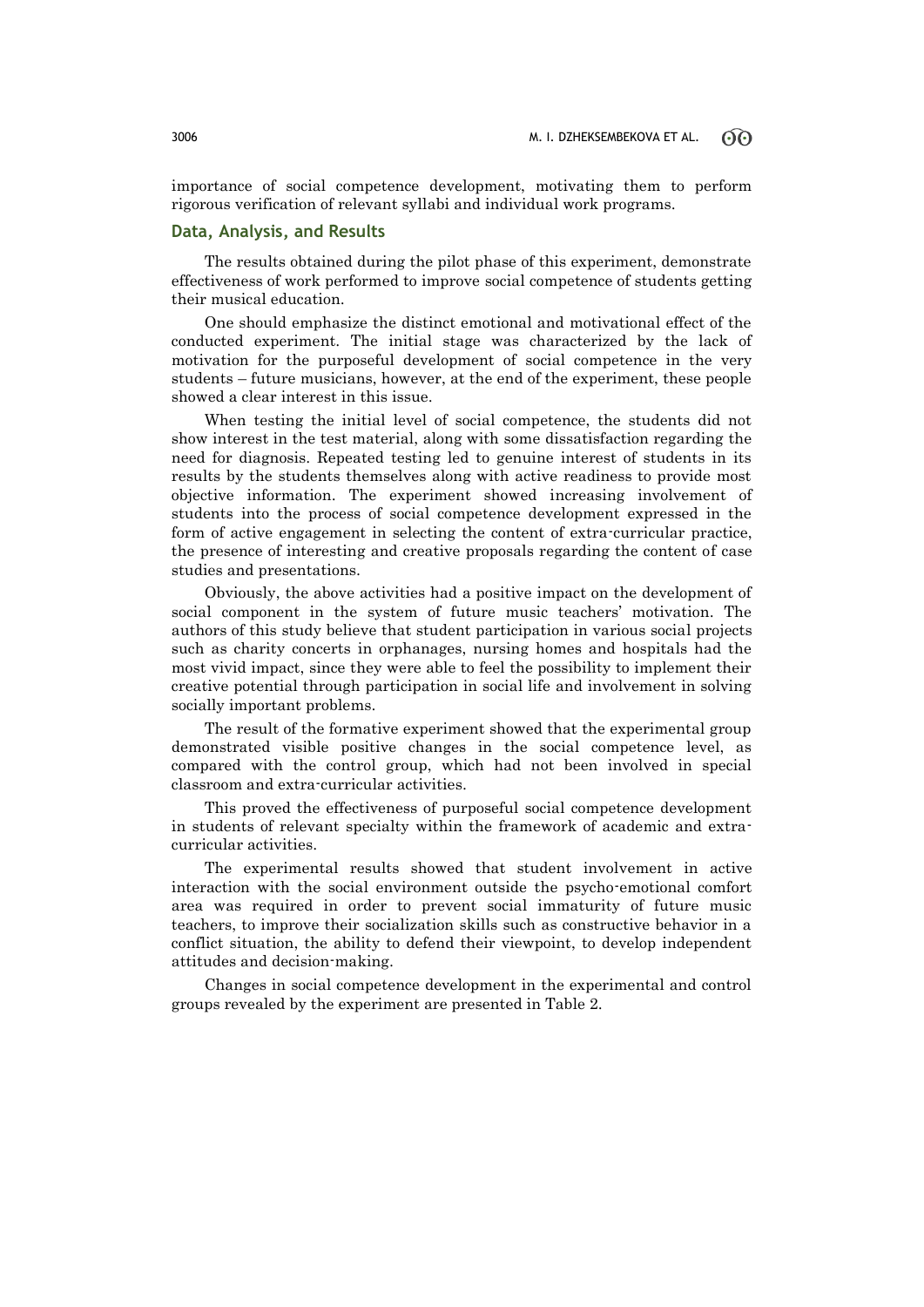importance of social competence development, motivating them to perform rigorous verification of relevant syllabi and individual work programs.

## Data, Analysis, and Results

The results obtained during the pilot phase of this experiment, demonstrate effectiveness of work performed to improve social competence of students getting their musical education.

One should emphasize the distinct emotional and motivational effect of the conducted experiment. The initial stage was characterized by the lack of motivation for the purposeful development of social competence in the very students – future musicians, however, at the end of the experiment, these people showed a clear interest in this issue.

When testing the initial level of social competence, the students did not show interest in the test material, along with some dissatisfaction regarding the need for diagnosis. Repeated testing led to genuine interest of students in its results by the students themselves along with active readiness to provide most objective information. The experiment showed increasing involvement of students into the process of social competence development expressed in the form of active engagement in selecting the content of extra-curricular practice, the presence of interesting and creative proposals regarding the content of case studies and presentations.

Obviously, the above activities had a positive impact on the development of social component in the system of future music teachers' motivation. The authors of this study believe that student participation in various social projects such as charity concerts in orphanages, nursing homes and hospitals had the most vivid impact, since they were able to feel the possibility to implement their creative potential through participation in social life and involvement in solving socially important problems.

The result of the formative experiment showed that the experimental group demonstrated visible positive changes in the social competence level, as compared with the control group, which had not been involved in special classroom and extra-curricular activities.

This proved the effectiveness of purposeful social competence development in students of relevant specialty within the framework of academic and extra-curricular activities.

The experimental results showed that student involvement in active interaction with the social environment outside the psycho-emotional comfort area was required in order to prevent social immaturity of future music teachers, to improve their socialization skills such as constructive behavior in a conflict situation, the ability to defend their viewpoint, to develop independent attitudes and decision-making.

Changes in social competence development in the experimental and control groups revealed by the experiment are presented in Table 2.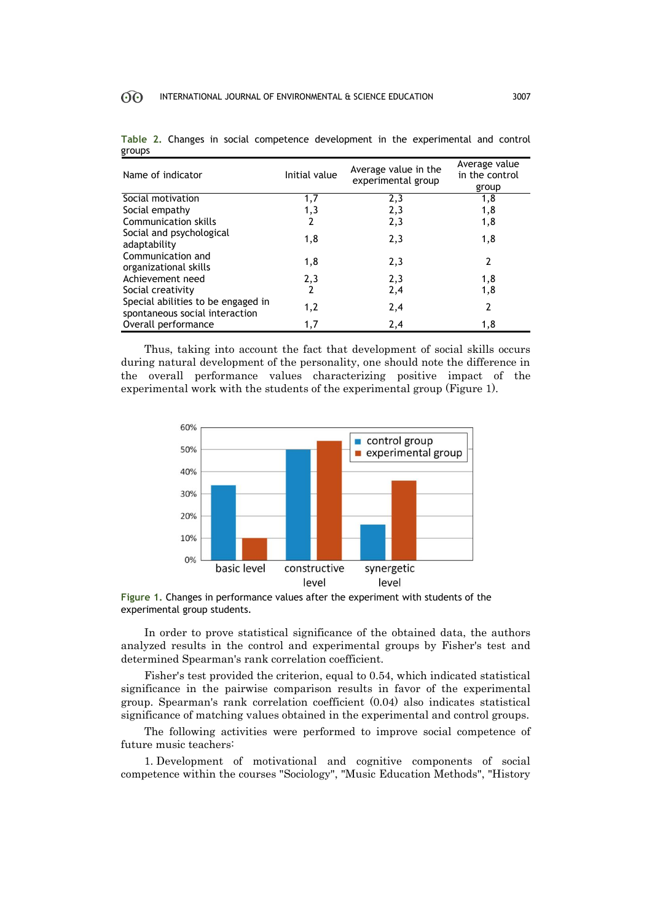**Table 2.** Changes in social competence development in the experimental and control groups

| Name of indicator | Initial value | Average value in the experimental group | Average value in the control group |
|---|---|---|---|
| Social motivation | 1,7 | 2,3 | 1,8 |
| Social empathy | 1,3 | 2,3 | 1,8 |
| Communication skills | 2 | 2,3 | 1,8 |
| Social and psychological adaptability | 1,8 | 2,3 | 1,8 |
| Communication and organizational skills | 1,8 | 2,3 | 2 |
| Achievement need | 2,3 | 2,3 | 1,8 |
| Social creativity | 2 | 2,4 | 1,8 |
| Special abilities to be engaged in spontaneous social interaction | 1,2 | 2,4 | 2 |
| Overall performance | 1,7 | 2,4 | 1,8 |

Thus, taking into account the fact that development of social skills occurs during natural development of the personality, one should note the difference in the overall performance values characterizing positive impact of the experimental work with the students of the experimental group (Figure 1).

**Figure 1.** Changes in performance values after the experiment with students of the experimental group students.

In order to prove statistical significance of the obtained data, the authors analyzed results in the control and experimental groups by Fisher's test and determined Spearman's rank correlation coefficient.

Fisher's test provided the criterion, equal to 0.54, which indicated statistical significance in the pairwise comparison results in favor of the experimental group. Spearman's rank correlation coefficient (0.04) also indicates statistical significance of matching values obtained in the experimental and control groups.

The following activities were performed to improve social competence of future music teachers:

1. Development of motivational and cognitive components of social competence within the courses "Sociology", "Music Education Methods", "History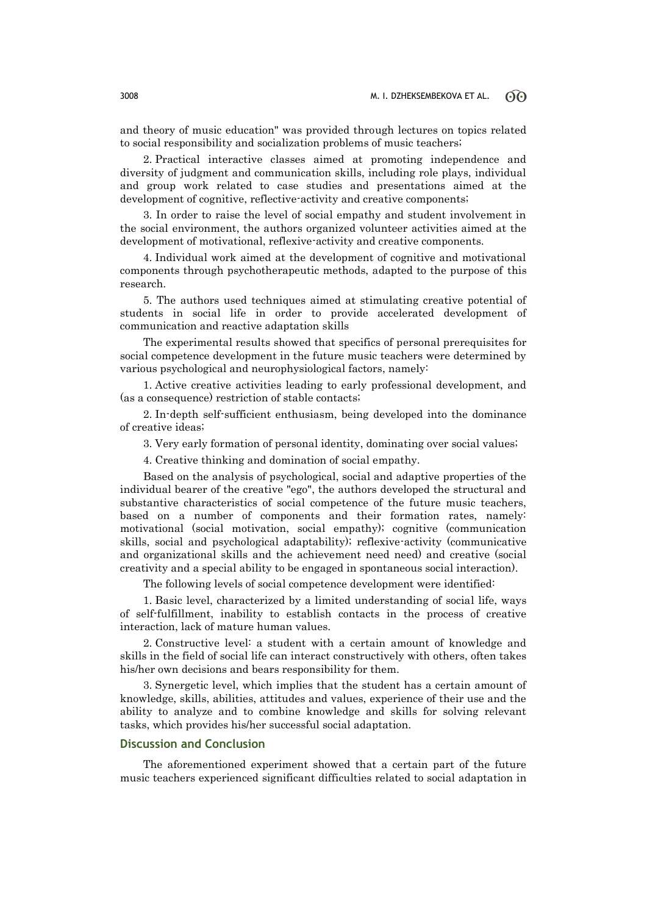and theory of music education" was provided through lectures on topics related to social responsibility and socialization problems of music teachers;

2. Practical interactive classes aimed at promoting independence and diversity of judgment and communication skills, including role plays, individual and group work related to case studies and presentations aimed at the development of cognitive, reflective-activity and creative components;

3. In order to raise the level of social empathy and student involvement in the social environment, the authors organized volunteer activities aimed at the development of motivational, reflexive-activity and creative components.

4. Individual work aimed at the development of cognitive and motivational components through psychotherapeutic methods, adapted to the purpose of this research.

5. The authors used techniques aimed at stimulating creative potential of students in social life in order to provide accelerated development of communication and reactive adaptation skills

The experimental results showed that specifics of personal prerequisites for social competence development in the future music teachers were determined by various psychological and neurophysiological factors, namely:

1. Active creative activities leading to early professional development, and (as a consequence) restriction of stable contacts;

2. In-depth self-sufficient enthusiasm, being developed into the dominance of creative ideas;

3. Very early formation of personal identity, dominating over social values;

4. Creative thinking and domination of social empathy.

Based on the analysis of psychological, social and adaptive properties of the individual bearer of the creative "ego", the authors developed the structural and substantive characteristics of social competence of the future music teachers, based on a number of components and their formation rates, namely: motivational (social motivation, social empathy); cognitive (communication skills, social and psychological adaptability); reflexive-activity (communicative and organizational skills and the achievement need need) and creative (social creativity and a special ability to be engaged in spontaneous social interaction).

The following levels of social competence development were identified:

1. Basic level, characterized by a limited understanding of social life, ways of self-fulfillment, inability to establish contacts in the process of creative interaction, lack of mature human values.

2. Constructive level: a student with a certain amount of knowledge and skills in the field of social life can interact constructively with others, often takes his/her own decisions and bears responsibility for them.

3. Synergetic level, which implies that the student has a certain amount of knowledge, skills, abilities, attitudes and values, experience of their use and the ability to analyze and to combine knowledge and skills for solving relevant tasks, which provides his/her successful social adaptation.

## Discussion and Conclusion

The aforementioned experiment showed that a certain part of the future music teachers experienced significant difficulties related to social adaptation in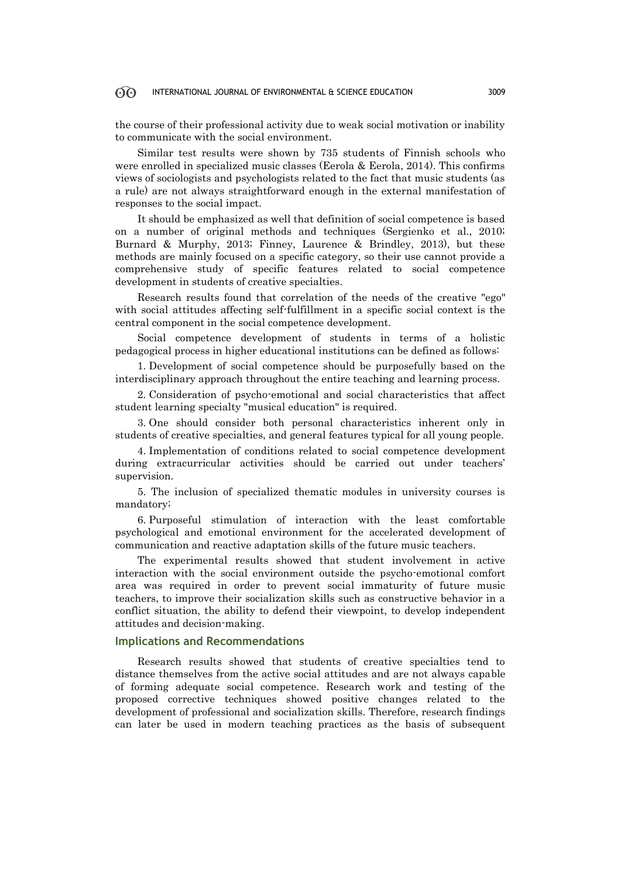the course of their professional activity due to weak social motivation or inability to communicate with the social environment.

Similar test results were shown by 735 students of Finnish schools who were enrolled in specialized music classes (Eerola & Eerola, 2014). This confirms views of sociologists and psychologists related to the fact that music students (as a rule) are not always straightforward enough in the external manifestation of responses to the social impact.

It should be emphasized as well that definition of social competence is based on a number of original methods and techniques (Sergienko et al., 2010; Burnard & Murphy, 2013; Finney, Laurence & Brindley, 2013), but these methods are mainly focused on a specific category, so their use cannot provide a comprehensive study of specific features related to social competence development in students of creative specialties.

Research results found that correlation of the needs of the creative "ego" with social attitudes affecting self-fulfillment in a specific social context is the central component in the social competence development.

Social competence development of students in terms of a holistic pedagogical process in higher educational institutions can be defined as follows:

1. Development of social competence should be purposefully based on the interdisciplinary approach throughout the entire teaching and learning process.

2. Consideration of psycho-emotional and social characteristics that affect student learning specialty "musical education" is required.

3. One should consider both personal characteristics inherent only in students of creative specialties, and general features typical for all young people.

4. Implementation of conditions related to social competence development during extracurricular activities should be carried out under teachers' supervision.

5. The inclusion of specialized thematic modules in university courses is mandatory;

6. Purposeful stimulation of interaction with the least comfortable psychological and emotional environment for the accelerated development of communication and reactive adaptation skills of the future music teachers.

The experimental results showed that student involvement in active interaction with the social environment outside the psycho-emotional comfort area was required in order to prevent social immaturity of future music teachers, to improve their socialization skills such as constructive behavior in a conflict situation, the ability to defend their viewpoint, to develop independent attitudes and decision-making.

## Implications and Recommendations

Research results showed that students of creative specialties tend to distance themselves from the active social attitudes and are not always capable of forming adequate social competence. Research work and testing of the proposed corrective techniques showed positive changes related to the development of professional and socialization skills. Therefore, research findings can later be used in modern teaching practices as the basis of subsequent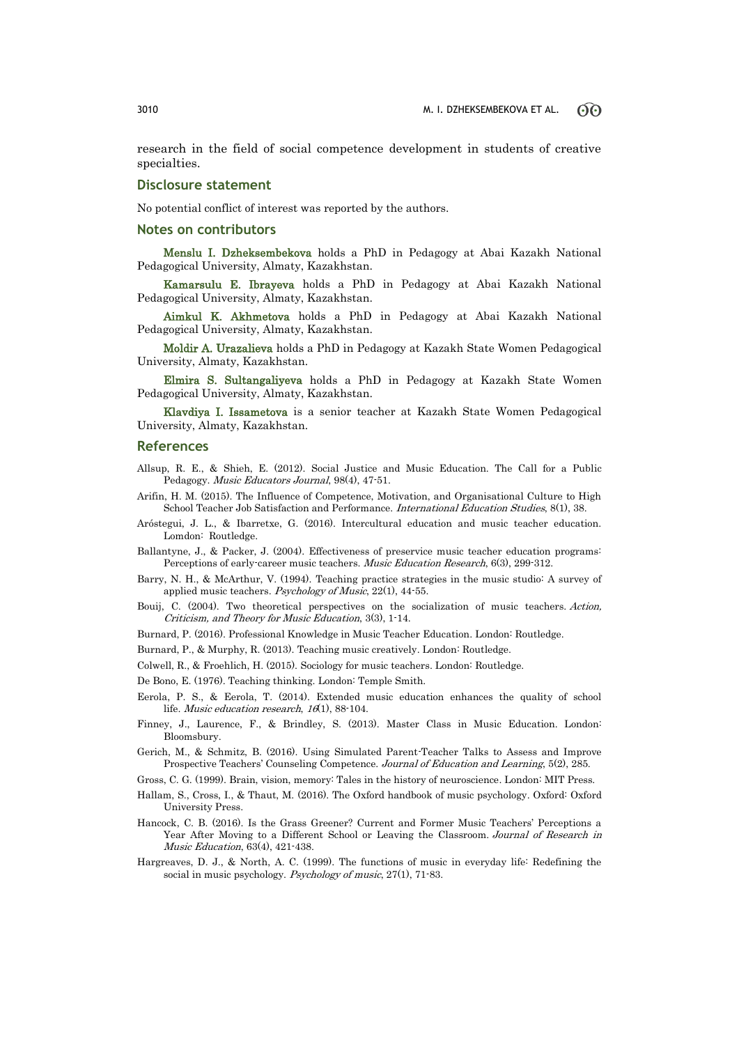research in the field of social competence development in students of creative specialties.

## Disclosure statement

No potential conflict of interest was reported by the authors.

## Notes on contributors

**Menslu I. Dzheksembekova** holds a PhD in Pedagogy at Abai Kazakh National Pedagogical University, Almaty, Kazakhstan.

**Kamarsulu E. Ibrayeva** holds a PhD in Pedagogy at Abai Kazakh National Pedagogical University, Almaty, Kazakhstan.

**Aimkul K. Akhmetova** holds a PhD in Pedagogy at Abai Kazakh National Pedagogical University, Almaty, Kazakhstan.

**Moldir A. Urazalieva** holds a PhD in Pedagogy at Kazakh State Women Pedagogical University, Almaty, Kazakhstan.

**Elmira S. Sultangaliyeva** holds a PhD in Pedagogy at Kazakh State Women Pedagogical University, Almaty, Kazakhstan.

**Klavdiya I. Issametova** is a senior teacher at Kazakh State Women Pedagogical University, Almaty, Kazakhstan.

## References

Allsup, R. E., & Shieh, E. (2012). Social Justice and Music Education. The Call for a Public Pedagogy. *Music Educators Journal*, 98(4), 47-51.

Arifin, H. M. (2015). The Influence of Competence, Motivation, and Organisational Culture to High School Teacher Job Satisfaction and Performance. *International Education Studies*, 8(1), 38.

Aróstegui, J. L., & Ibarretxe, G. (2016). Intercultural education and music teacher education. Lomdon: Routledge.

Ballantyne, J., & Packer, J. (2004). Effectiveness of preservice music teacher education programs: Perceptions of early-career music teachers. *Music Education Research*, 6(3), 299-312.

Barry, N. H., & McArthur, V. (1994). Teaching practice strategies in the music studio: A survey of applied music teachers. *Psychology of Music*, 22(1), 44-55.

Bouij, C. (2004). Two theoretical perspectives on the socialization of music teachers. *Action, Criticism, and Theory for Music Education*, 3(3), 1-14.

Burnard, P. (2016). Professional Knowledge in Music Teacher Education. London: Routledge.

Burnard, P., & Murphy, R. (2013). Teaching music creatively. London: Routledge.

Colwell, R., & Froehlich, H. (2015). Sociology for music teachers. London: Routledge.

De Bono, E. (1976). Teaching thinking. London: Temple Smith.

Eerola, P. S., & Eerola, T. (2014). Extended music education enhances the quality of school life. *Music education research*, *16*(1), 88-104.

Finney, J., Laurence, F., & Brindley, S. (2013). Master Class in Music Education. London: Bloomsbury.

Gerich, M., & Schmitz, B. (2016). Using Simulated Parent-Teacher Talks to Assess and Improve Prospective Teachers' Counseling Competence. *Journal of Education and Learning*, 5(2), 285.

Gross, C. G. (1999). Brain, vision, memory: Tales in the history of neuroscience. London: MIT Press.

Hallam, S., Cross, I., & Thaut, M. (2016). The Oxford handbook of music psychology. Oxford: Oxford University Press.

Hancock, C. B. (2016). Is the Grass Greener? Current and Former Music Teachers' Perceptions a Year After Moving to a Different School or Leaving the Classroom. *Journal of Research in Music Education*, 63(4), 421-438.

Hargreaves, D. J., & North, A. C. (1999). The functions of music in everyday life: Redefining the social in music psychology. *Psychology of music*, 27(1), 71-83.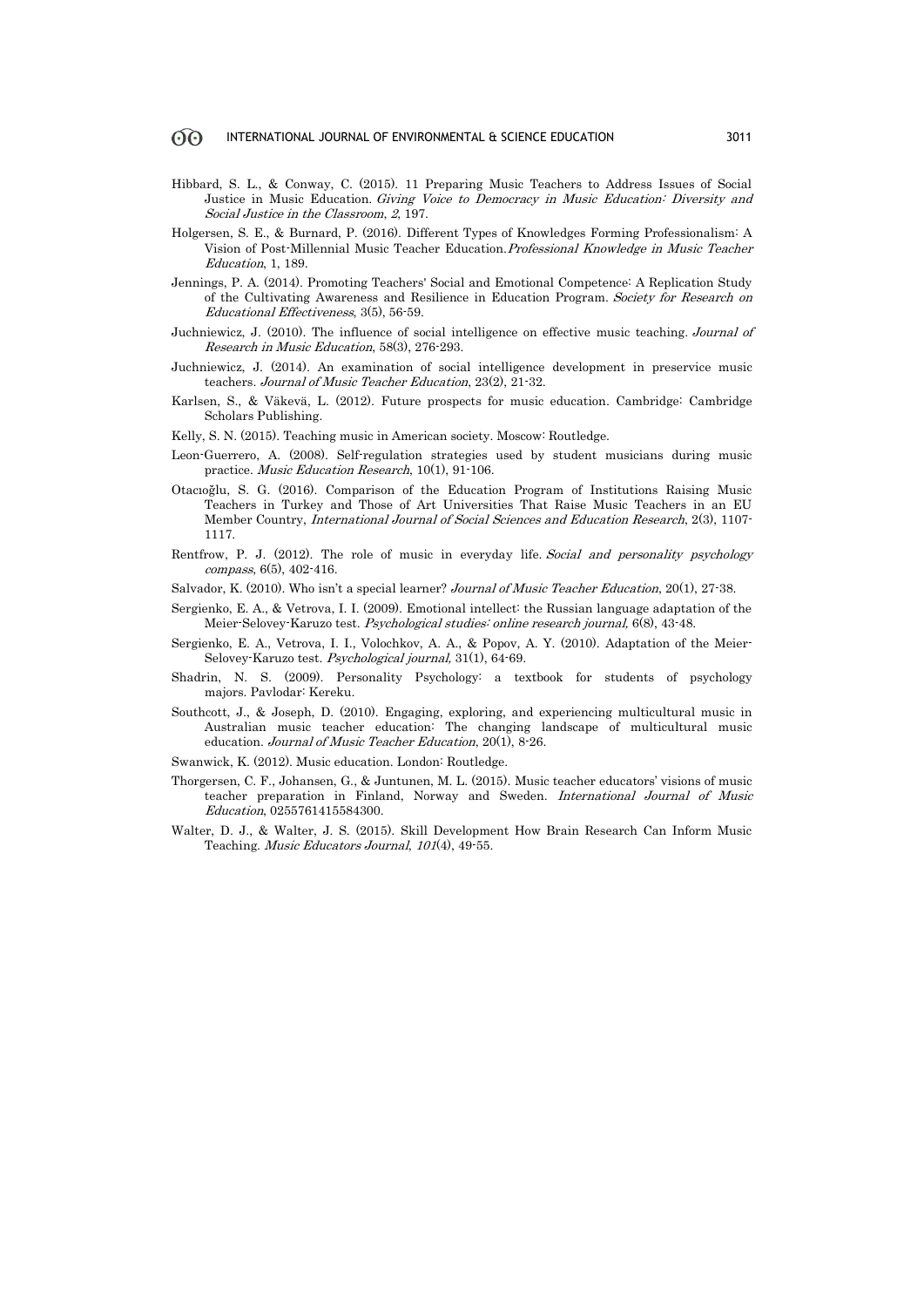Hibbard, S. L., & Conway, C. (2015). 11 Preparing Music Teachers to Address Issues of Social Justice in Music Education. *Giving Voice to Democracy in Music Education: Diversity and Social Justice in the Classroom*, *2*, 197.

Holgersen, S. E., & Burnard, P. (2016). Different Types of Knowledges Forming Professionalism: A Vision of Post-Millennial Music Teacher Education. *Professional Knowledge in Music Teacher Education*, 1, 189.

Jennings, P. A. (2014). Promoting Teachers' Social and Emotional Competence: A Replication Study of the Cultivating Awareness and Resilience in Education Program. *Society for Research on Educational Effectiveness*, 3(5), 56-59.

Juchniewicz, J. (2010). The influence of social intelligence on effective music teaching. *Journal of Research in Music Education*, 58(3), 276-293.

Juchniewicz, J. (2014). An examination of social intelligence development in preservice music teachers. *Journal of Music Teacher Education*, 23(2), 21-32.

Karlsen, S., & Väkevä, L. (2012). Future prospects for music education. Cambridge: Cambridge Scholars Publishing.

Kelly, S. N. (2015). Teaching music in American society. Moscow: Routledge.

Leon-Guerrero, A. (2008). Self-regulation strategies used by student musicians during music practice. *Music Education Research*, 10(1), 91-106.

Otacıoğlu, S. G. (2016). Comparison of the Education Program of Institutions Raising Music Teachers in Turkey and Those of Art Universities That Raise Music Teachers in an EU Member Country, *International Journal of Social Sciences and Education Research*, 2(3), 1107-1117.

Rentfrow, P. J. (2012). The role of music in everyday life. *Social and personality psychology compass*, 6(5), 402-416.

Salvador, K. (2010). Who isn't a special learner? *Journal of Music Teacher Education*, 20(1), 27-38.

Sergienko, E. A., & Vetrova, I. I. (2009). Emotional intellect: the Russian language adaptation of the Meier-Selovey-Karuzo test. *Psychological studies: online research journal,* 6(8), 43-48.

Sergienko, E. A., Vetrova, I. I., Volochkov, A. A., & Popov, A. Y. (2010). Adaptation of the Meier-Selovey-Karuzo test. *Psychological journal,* 31(1), 64-69.

Shadrin, N. S. (2009). Personality Psychology: a textbook for students of psychology majors. Pavlodar: Kereku.

Southcott, J., & Joseph, D. (2010). Engaging, exploring, and experiencing multicultural music in Australian music teacher education: The changing landscape of multicultural music education. *Journal of Music Teacher Education*, 20(1), 8-26.

Swanwick, K. (2012). Music education. London: Routledge.

Thorgersen, C. F., Johansen, G., & Juntunen, M. L. (2015). Music teacher educators' visions of music teacher preparation in Finland, Norway and Sweden. *International Journal of Music Education*, 0255761415584300.

Walter, D. J., & Walter, J. S. (2015). Skill Development How Brain Research Can Inform Music Teaching. *Music Educators Journal*, *101*(4), 49-55.